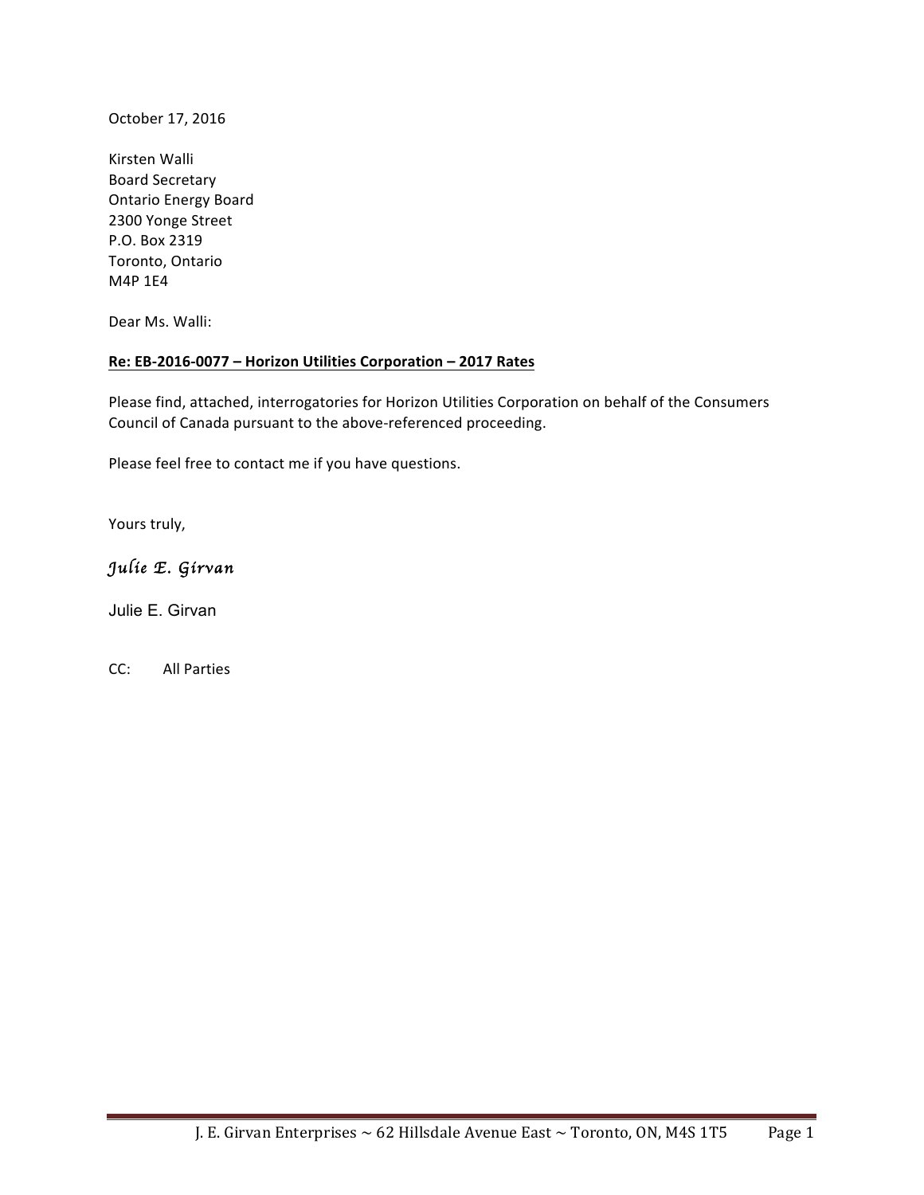October 17, 2016

Kirsten Walli
Board Secretary
Ontario Energy Board
2300 Yonge Street
P.O. Box 2319
Toronto, Ontario
M4P 1E4

Dear Ms. Walli:

**Re: EB-2016-0077 – Horizon Utilities Corporation – 2017 Rates**

Please find, attached, interrogatories for Horizon Utilities Corporation on behalf of the Consumers Council of Canada pursuant to the above-referenced proceeding.

Please feel free to contact me if you have questions.

Yours truly,

*Julie E. Girvan*

Julie E. Girvan

CC: All Parties

J. E. Girvan Enterprises ~ 62 Hillsdale Avenue East ~ Toronto, ON, M4S 1T5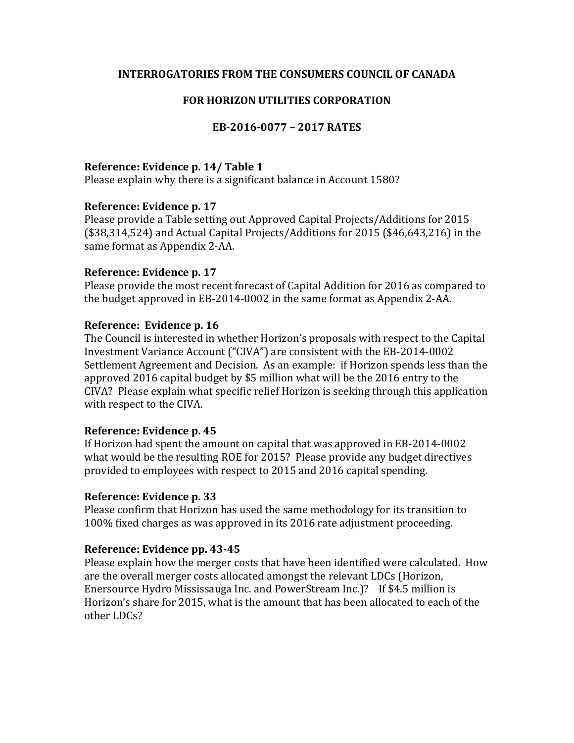**INTERROGATORIES FROM THE CONSUMERS COUNCIL OF CANADA**

**FOR HORIZON UTILITIES CORPORATION**

**EB-2016-0077 – 2017 RATES**

**Reference: Evidence p. 14/ Table 1**
Please explain why there is a significant balance in Account 1580?

**Reference: Evidence p. 17**
Please provide a Table setting out Approved Capital Projects/Additions for 2015 ($38,314,524) and Actual Capital Projects/Additions for 2015 ($46,643,216) in the same format as Appendix 2-AA.

**Reference: Evidence p. 17**
Please provide the most recent forecast of Capital Addition for 2016 as compared to the budget approved in EB-2014-0002 in the same format as Appendix 2-AA.

**Reference: Evidence p. 16**
The Council is interested in whether Horizon's proposals with respect to the Capital Investment Variance Account ("CIVA") are consistent with the EB-2014-0002 Settlement Agreement and Decision. As an example: if Horizon spends less than the approved 2016 capital budget by $5 million what will be the 2016 entry to the CIVA? Please explain what specific relief Horizon is seeking through this application with respect to the CIVA.

**Reference: Evidence p. 45**
If Horizon had spent the amount on capital that was approved in EB-2014-0002 what would be the resulting ROE for 2015? Please provide any budget directives provided to employees with respect to 2015 and 2016 capital spending.

**Reference: Evidence p. 33**
Please confirm that Horizon has used the same methodology for its transition to 100% fixed charges as was approved in its 2016 rate adjustment proceeding.

**Reference: Evidence pp. 43-45**
Please explain how the merger costs that have been identified were calculated. How are the overall merger costs allocated amongst the relevant LDCs (Horizon, Enersource Hydro Mississauga Inc. and PowerStream Inc.)? If $4.5 million is Horizon's share for 2015, what is the amount that has been allocated to each of the other LDCs?